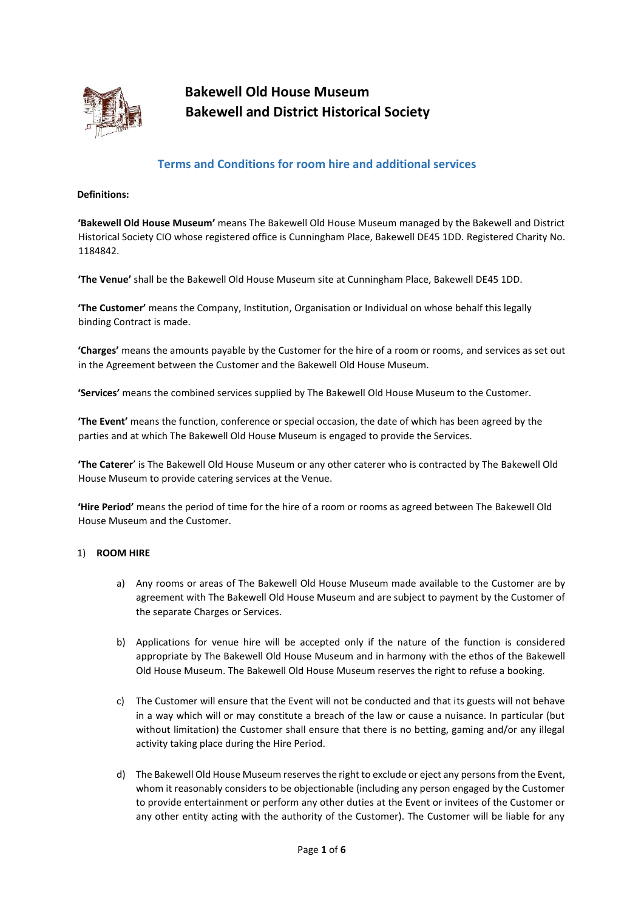# Bakewell Old House Museum
# Bakewell and District Historical Society

## Terms and Conditions for room hire and additional services

**Definitions:**

**'Bakewell Old House Museum'** means The Bakewell Old House Museum managed by the Bakewell and District Historical Society CIO whose registered office is Cunningham Place, Bakewell DE45 1DD. Registered Charity No. 1184842.

**'The Venue'** shall be the Bakewell Old House Museum site at Cunningham Place, Bakewell DE45 1DD.

**'The Customer'** means the Company, Institution, Organisation or Individual on whose behalf this legally binding Contract is made.

**'Charges'** means the amounts payable by the Customer for the hire of a room or rooms, and services as set out in the Agreement between the Customer and the Bakewell Old House Museum.

**'Services'** means the combined services supplied by The Bakewell Old House Museum to the Customer.

**'The Event'** means the function, conference or special occasion, the date of which has been agreed by the parties and at which The Bakewell Old House Museum is engaged to provide the Services.

**'The Caterer**' is The Bakewell Old House Museum or any other caterer who is contracted by The Bakewell Old House Museum to provide catering services at the Venue.

**'Hire Period'** means the period of time for the hire of a room or rooms as agreed between The Bakewell Old House Museum and the Customer.

1) **ROOM HIRE**

   a) Any rooms or areas of The Bakewell Old House Museum made available to the Customer are by agreement with The Bakewell Old House Museum and are subject to payment by the Customer of the separate Charges or Services.

   b) Applications for venue hire will be accepted only if the nature of the function is considered appropriate by The Bakewell Old House Museum and in harmony with the ethos of the Bakewell Old House Museum. The Bakewell Old House Museum reserves the right to refuse a booking.

   c) The Customer will ensure that the Event will not be conducted and that its guests will not behave in a way which will or may constitute a breach of the law or cause a nuisance. In particular (but without limitation) the Customer shall ensure that there is no betting, gaming and/or any illegal activity taking place during the Hire Period.

   d) The Bakewell Old House Museum reserves the right to exclude or eject any persons from the Event, whom it reasonably considers to be objectionable (including any person engaged by the Customer to provide entertainment or perform any other duties at the Event or invitees of the Customer or any other entity acting with the authority of the Customer). The Customer will be liable for any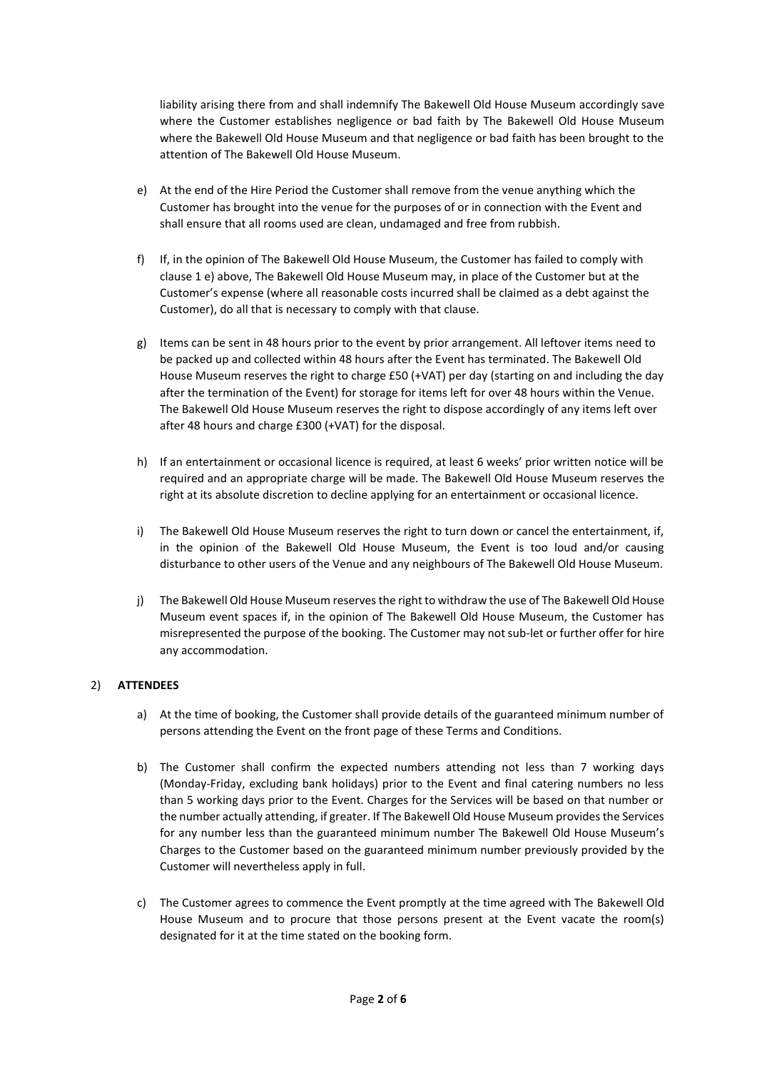liability arising there from and shall indemnify The Bakewell Old House Museum accordingly save where the Customer establishes negligence or bad faith by The Bakewell Old House Museum where the Bakewell Old House Museum and that negligence or bad faith has been brought to the attention of The Bakewell Old House Museum.

e) At the end of the Hire Period the Customer shall remove from the venue anything which the Customer has brought into the venue for the purposes of or in connection with the Event and shall ensure that all rooms used are clean, undamaged and free from rubbish.

f) If, in the opinion of The Bakewell Old House Museum, the Customer has failed to comply with clause 1 e) above, The Bakewell Old House Museum may, in place of the Customer but at the Customer's expense (where all reasonable costs incurred shall be claimed as a debt against the Customer), do all that is necessary to comply with that clause.

g) Items can be sent in 48 hours prior to the event by prior arrangement. All leftover items need to be packed up and collected within 48 hours after the Event has terminated. The Bakewell Old House Museum reserves the right to charge £50 (+VAT) per day (starting on and including the day after the termination of the Event) for storage for items left for over 48 hours within the Venue. The Bakewell Old House Museum reserves the right to dispose accordingly of any items left over after 48 hours and charge £300 (+VAT) for the disposal.

h) If an entertainment or occasional licence is required, at least 6 weeks' prior written notice will be required and an appropriate charge will be made. The Bakewell Old House Museum reserves the right at its absolute discretion to decline applying for an entertainment or occasional licence.

i) The Bakewell Old House Museum reserves the right to turn down or cancel the entertainment, if, in the opinion of the Bakewell Old House Museum, the Event is too loud and/or causing disturbance to other users of the Venue and any neighbours of The Bakewell Old House Museum.

j) The Bakewell Old House Museum reserves the right to withdraw the use of The Bakewell Old House Museum event spaces if, in the opinion of The Bakewell Old House Museum, the Customer has misrepresented the purpose of the booking. The Customer may not sub-let or further offer for hire any accommodation.

2) **ATTENDEES**

a) At the time of booking, the Customer shall provide details of the guaranteed minimum number of persons attending the Event on the front page of these Terms and Conditions.

b) The Customer shall confirm the expected numbers attending not less than 7 working days (Monday-Friday, excluding bank holidays) prior to the Event and final catering numbers no less than 5 working days prior to the Event. Charges for the Services will be based on that number or the number actually attending, if greater. If The Bakewell Old House Museum provides the Services for any number less than the guaranteed minimum number The Bakewell Old House Museum's Charges to the Customer based on the guaranteed minimum number previously provided by the Customer will nevertheless apply in full.

c) The Customer agrees to commence the Event promptly at the time agreed with The Bakewell Old House Museum and to procure that those persons present at the Event vacate the room(s) designated for it at the time stated on the booking form.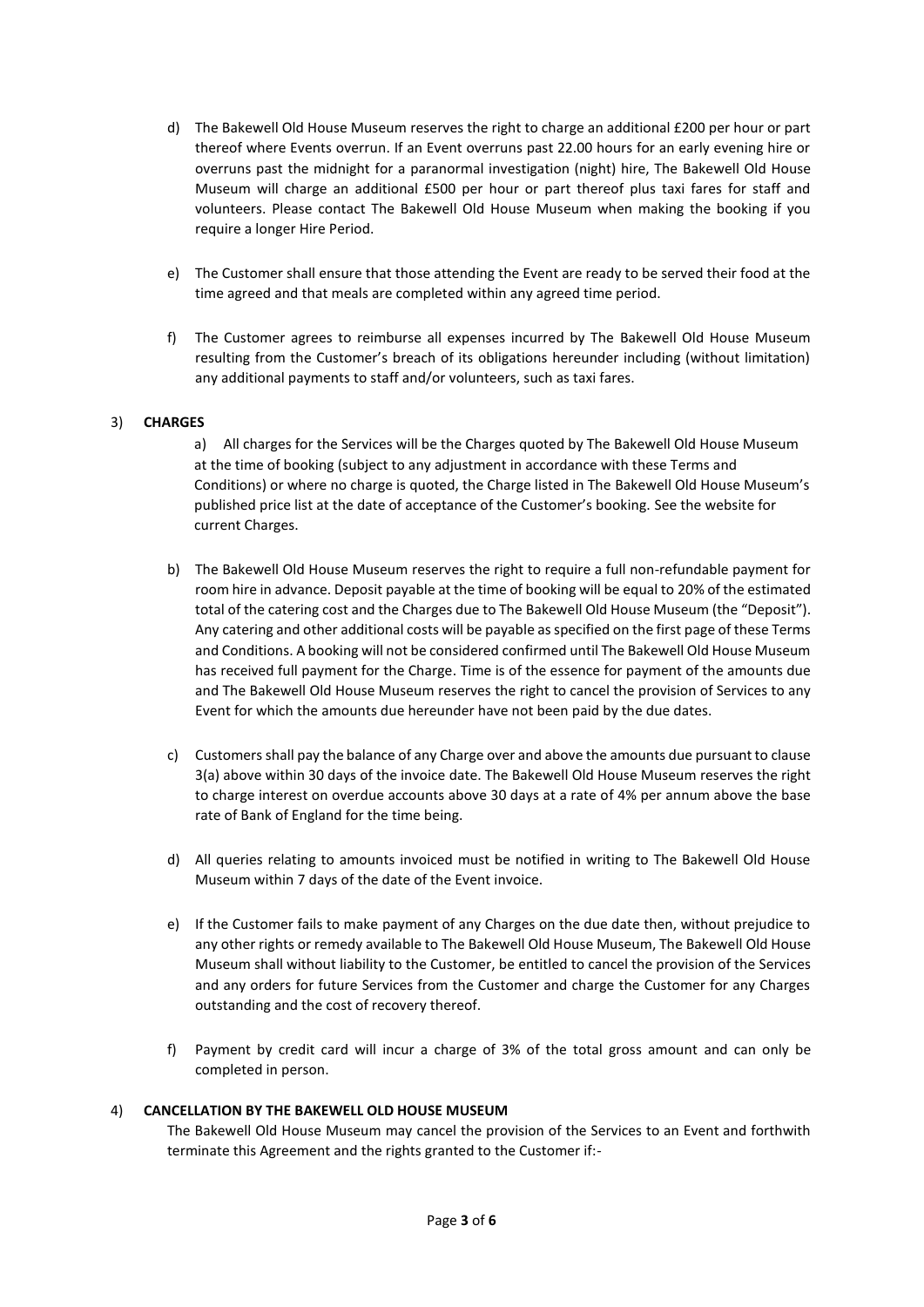d) The Bakewell Old House Museum reserves the right to charge an additional £200 per hour or part thereof where Events overrun. If an Event overruns past 22.00 hours for an early evening hire or overruns past the midnight for a paranormal investigation (night) hire, The Bakewell Old House Museum will charge an additional £500 per hour or part thereof plus taxi fares for staff and volunteers. Please contact The Bakewell Old House Museum when making the booking if you require a longer Hire Period.

e) The Customer shall ensure that those attending the Event are ready to be served their food at the time agreed and that meals are completed within any agreed time period.

f) The Customer agrees to reimburse all expenses incurred by The Bakewell Old House Museum resulting from the Customer's breach of its obligations hereunder including (without limitation) any additional payments to staff and/or volunteers, such as taxi fares.

3) **CHARGES**

a) All charges for the Services will be the Charges quoted by The Bakewell Old House Museum at the time of booking (subject to any adjustment in accordance with these Terms and Conditions) or where no charge is quoted, the Charge listed in The Bakewell Old House Museum's published price list at the date of acceptance of the Customer's booking. See the website for current Charges.

b) The Bakewell Old House Museum reserves the right to require a full non-refundable payment for room hire in advance. Deposit payable at the time of booking will be equal to 20% of the estimated total of the catering cost and the Charges due to The Bakewell Old House Museum (the "Deposit"). Any catering and other additional costs will be payable as specified on the first page of these Terms and Conditions. A booking will not be considered confirmed until The Bakewell Old House Museum has received full payment for the Charge. Time is of the essence for payment of the amounts due and The Bakewell Old House Museum reserves the right to cancel the provision of Services to any Event for which the amounts due hereunder have not been paid by the due dates.

c) Customers shall pay the balance of any Charge over and above the amounts due pursuant to clause 3(a) above within 30 days of the invoice date. The Bakewell Old House Museum reserves the right to charge interest on overdue accounts above 30 days at a rate of 4% per annum above the base rate of Bank of England for the time being.

d) All queries relating to amounts invoiced must be notified in writing to The Bakewell Old House Museum within 7 days of the date of the Event invoice.

e) If the Customer fails to make payment of any Charges on the due date then, without prejudice to any other rights or remedy available to The Bakewell Old House Museum, The Bakewell Old House Museum shall without liability to the Customer, be entitled to cancel the provision of the Services and any orders for future Services from the Customer and charge the Customer for any Charges outstanding and the cost of recovery thereof.

f) Payment by credit card will incur a charge of 3% of the total gross amount and can only be completed in person.

4) **CANCELLATION BY THE BAKEWELL OLD HOUSE MUSEUM**

The Bakewell Old House Museum may cancel the provision of the Services to an Event and forthwith terminate this Agreement and the rights granted to the Customer if:-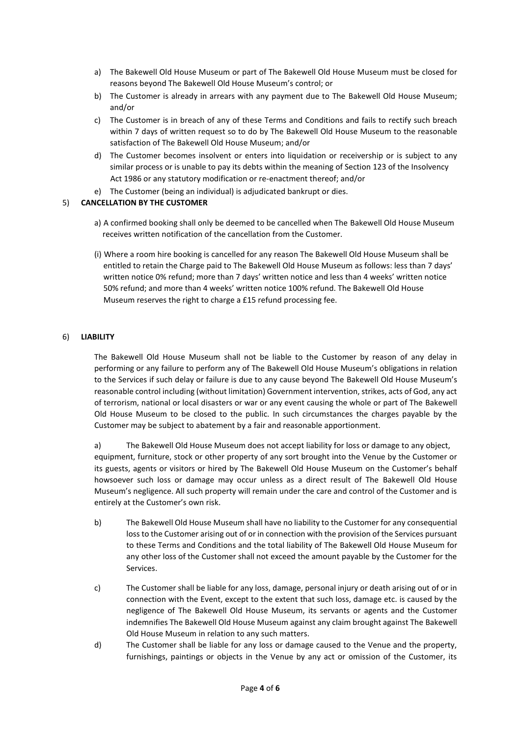a) The Bakewell Old House Museum or part of The Bakewell Old House Museum must be closed for reasons beyond The Bakewell Old House Museum's control; or
b) The Customer is already in arrears with any payment due to The Bakewell Old House Museum; and/or
c) The Customer is in breach of any of these Terms and Conditions and fails to rectify such breach within 7 days of written request so to do by The Bakewell Old House Museum to the reasonable satisfaction of The Bakewell Old House Museum; and/or
d) The Customer becomes insolvent or enters into liquidation or receivership or is subject to any similar process or is unable to pay its debts within the meaning of Section 123 of the Insolvency Act 1986 or any statutory modification or re-enactment thereof; and/or
e) The Customer (being an individual) is adjudicated bankrupt or dies.

5) **CANCELLATION BY THE CUSTOMER**

a) A confirmed booking shall only be deemed to be cancelled when The Bakewell Old House Museum receives written notification of the cancellation from the Customer.

(i) Where a room hire booking is cancelled for any reason The Bakewell Old House Museum shall be entitled to retain the Charge paid to The Bakewell Old House Museum as follows: less than 7 days' written notice 0% refund; more than 7 days' written notice and less than 4 weeks' written notice 50% refund; and more than 4 weeks' written notice 100% refund. The Bakewell Old House Museum reserves the right to charge a £15 refund processing fee.

6) **LIABILITY**

The Bakewell Old House Museum shall not be liable to the Customer by reason of any delay in performing or any failure to perform any of The Bakewell Old House Museum's obligations in relation to the Services if such delay or failure is due to any cause beyond The Bakewell Old House Museum's reasonable control including (without limitation) Government intervention, strikes, acts of God, any act of terrorism, national or local disasters or war or any event causing the whole or part of The Bakewell Old House Museum to be closed to the public. In such circumstances the charges payable by the Customer may be subject to abatement by a fair and reasonable apportionment.

a) The Bakewell Old House Museum does not accept liability for loss or damage to any object, equipment, furniture, stock or other property of any sort brought into the Venue by the Customer or its guests, agents or visitors or hired by The Bakewell Old House Museum on the Customer's behalf howsoever such loss or damage may occur unless as a direct result of The Bakewell Old House Museum's negligence. All such property will remain under the care and control of the Customer and is entirely at the Customer's own risk.

b) The Bakewell Old House Museum shall have no liability to the Customer for any consequential loss to the Customer arising out of or in connection with the provision of the Services pursuant to these Terms and Conditions and the total liability of The Bakewell Old House Museum for any other loss of the Customer shall not exceed the amount payable by the Customer for the Services.

c) The Customer shall be liable for any loss, damage, personal injury or death arising out of or in connection with the Event, except to the extent that such loss, damage etc. is caused by the negligence of The Bakewell Old House Museum, its servants or agents and the Customer indemnifies The Bakewell Old House Museum against any claim brought against The Bakewell Old House Museum in relation to any such matters.

d) The Customer shall be liable for any loss or damage caused to the Venue and the property, furnishings, paintings or objects in the Venue by any act or omission of the Customer, its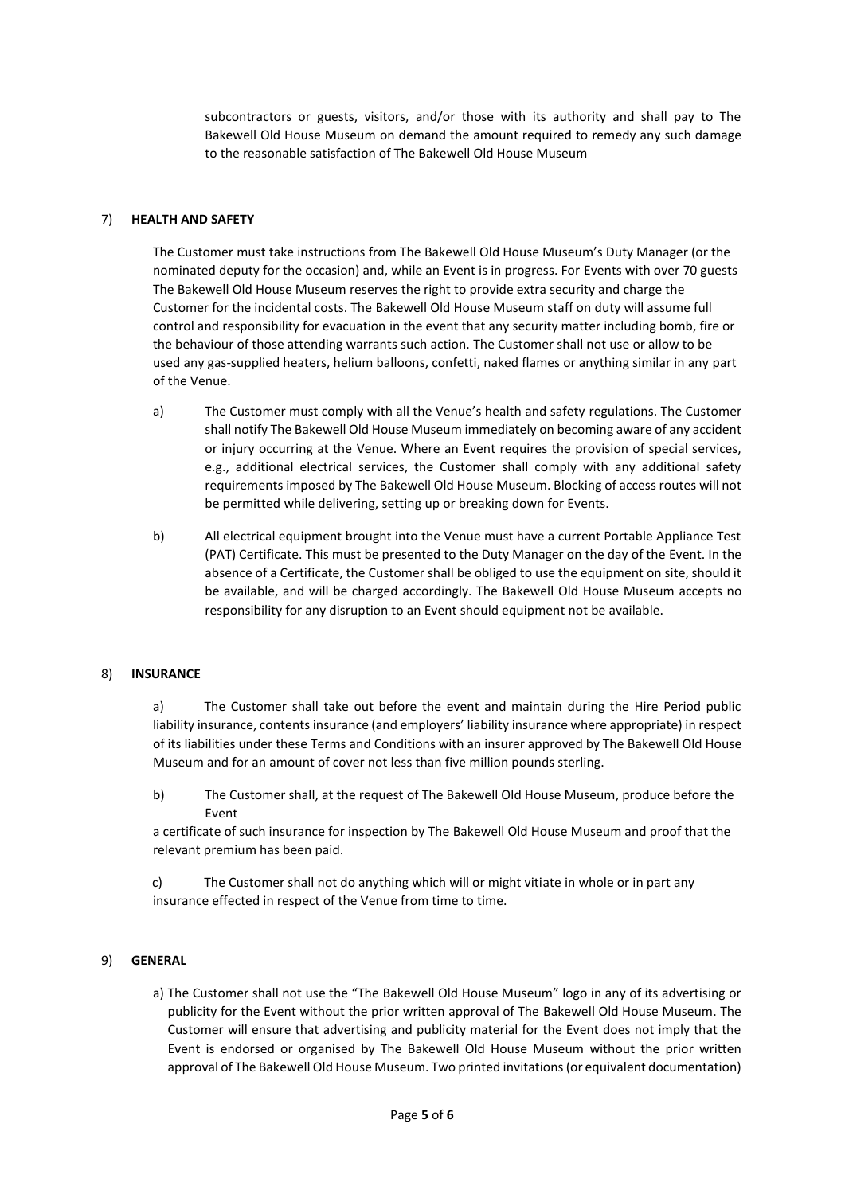subcontractors or guests, visitors, and/or those with its authority and shall pay to The Bakewell Old House Museum on demand the amount required to remedy any such damage to the reasonable satisfaction of The Bakewell Old House Museum

7) **HEALTH AND SAFETY**

The Customer must take instructions from The Bakewell Old House Museum's Duty Manager (or the nominated deputy for the occasion) and, while an Event is in progress. For Events with over 70 guests The Bakewell Old House Museum reserves the right to provide extra security and charge the Customer for the incidental costs. The Bakewell Old House Museum staff on duty will assume full control and responsibility for evacuation in the event that any security matter including bomb, fire or the behaviour of those attending warrants such action. The Customer shall not use or allow to be used any gas-supplied heaters, helium balloons, confetti, naked flames or anything similar in any part of the Venue.

a) The Customer must comply with all the Venue's health and safety regulations. The Customer shall notify The Bakewell Old House Museum immediately on becoming aware of any accident or injury occurring at the Venue. Where an Event requires the provision of special services, e.g., additional electrical services, the Customer shall comply with any additional safety requirements imposed by The Bakewell Old House Museum. Blocking of access routes will not be permitted while delivering, setting up or breaking down for Events.

b) All electrical equipment brought into the Venue must have a current Portable Appliance Test (PAT) Certificate. This must be presented to the Duty Manager on the day of the Event. In the absence of a Certificate, the Customer shall be obliged to use the equipment on site, should it be available, and will be charged accordingly. The Bakewell Old House Museum accepts no responsibility for any disruption to an Event should equipment not be available.

8) **INSURANCE**

a) The Customer shall take out before the event and maintain during the Hire Period public liability insurance, contents insurance (and employers' liability insurance where appropriate) in respect of its liabilities under these Terms and Conditions with an insurer approved by The Bakewell Old House Museum and for an amount of cover not less than five million pounds sterling.

b) The Customer shall, at the request of The Bakewell Old House Museum, produce before the Event
a certificate of such insurance for inspection by The Bakewell Old House Museum and proof that the relevant premium has been paid.

c) The Customer shall not do anything which will or might vitiate in whole or in part any insurance effected in respect of the Venue from time to time.

9) **GENERAL**

a) The Customer shall not use the "The Bakewell Old House Museum" logo in any of its advertising or publicity for the Event without the prior written approval of The Bakewell Old House Museum. The Customer will ensure that advertising and publicity material for the Event does not imply that the Event is endorsed or organised by The Bakewell Old House Museum without the prior written approval of The Bakewell Old House Museum. Two printed invitations (or equivalent documentation)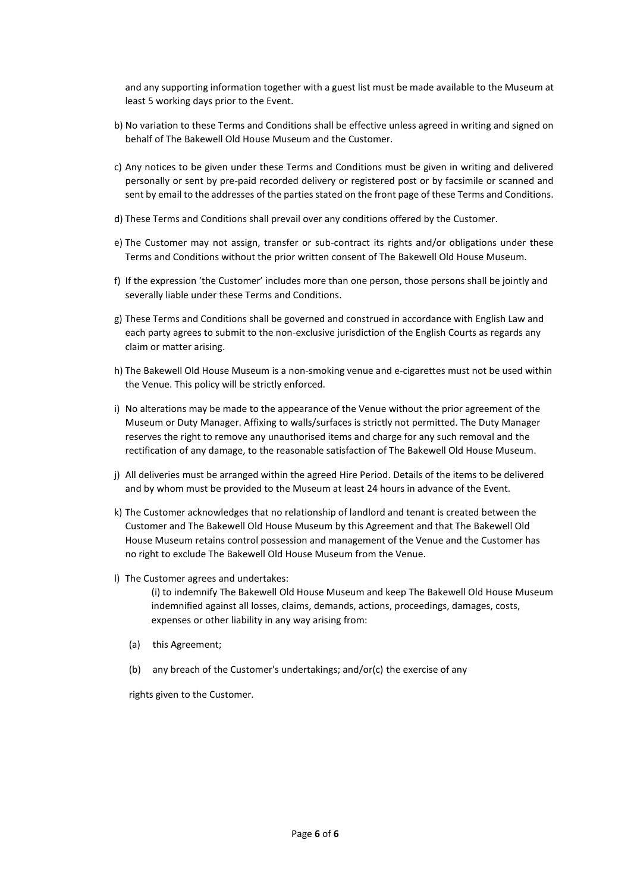and any supporting information together with a guest list must be made available to the Museum at least 5 working days prior to the Event.

b) No variation to these Terms and Conditions shall be effective unless agreed in writing and signed on behalf of The Bakewell Old House Museum and the Customer.

c) Any notices to be given under these Terms and Conditions must be given in writing and delivered personally or sent by pre-paid recorded delivery or registered post or by facsimile or scanned and sent by email to the addresses of the parties stated on the front page of these Terms and Conditions.

d) These Terms and Conditions shall prevail over any conditions offered by the Customer.

e) The Customer may not assign, transfer or sub-contract its rights and/or obligations under these Terms and Conditions without the prior written consent of The Bakewell Old House Museum.

f) If the expression 'the Customer' includes more than one person, those persons shall be jointly and severally liable under these Terms and Conditions.

g) These Terms and Conditions shall be governed and construed in accordance with English Law and each party agrees to submit to the non-exclusive jurisdiction of the English Courts as regards any claim or matter arising.

h) The Bakewell Old House Museum is a non-smoking venue and e-cigarettes must not be used within the Venue. This policy will be strictly enforced.

i) No alterations may be made to the appearance of the Venue without the prior agreement of the Museum or Duty Manager. Affixing to walls/surfaces is strictly not permitted. The Duty Manager reserves the right to remove any unauthorised items and charge for any such removal and the rectification of any damage, to the reasonable satisfaction of The Bakewell Old House Museum.

j) All deliveries must be arranged within the agreed Hire Period. Details of the items to be delivered and by whom must be provided to the Museum at least 24 hours in advance of the Event.

k) The Customer acknowledges that no relationship of landlord and tenant is created between the Customer and The Bakewell Old House Museum by this Agreement and that The Bakewell Old House Museum retains control possession and management of the Venue and the Customer has no right to exclude The Bakewell Old House Museum from the Venue.

l) The Customer agrees and undertakes:

(i) to indemnify The Bakewell Old House Museum and keep The Bakewell Old House Museum indemnified against all losses, claims, demands, actions, proceedings, damages, costs, expenses or other liability in any way arising from:

(a) this Agreement;

(b) any breach of the Customer's undertakings; and/or(c) the exercise of any

rights given to the Customer.